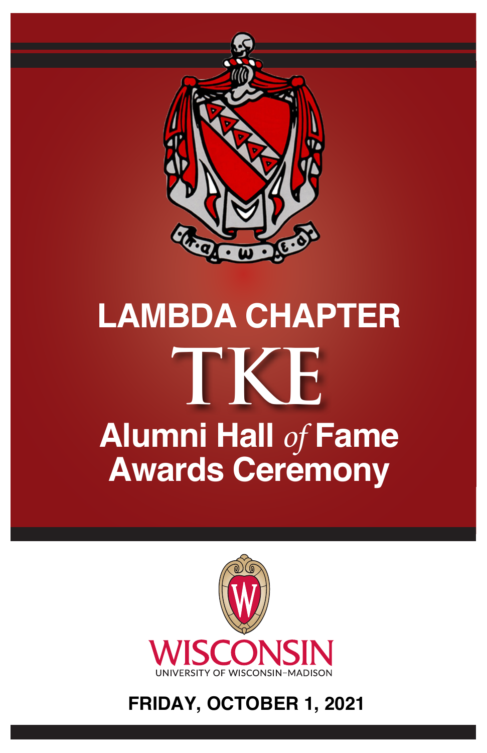# LAMBDA CHAPTER

# TKE

## Alumni Hall *of* Fame Awards Ceremony

WISCONSIN

UNIVERSITY OF WISCONSIN–MADISON

**FRIDAY, OCTOBER 1, 2021**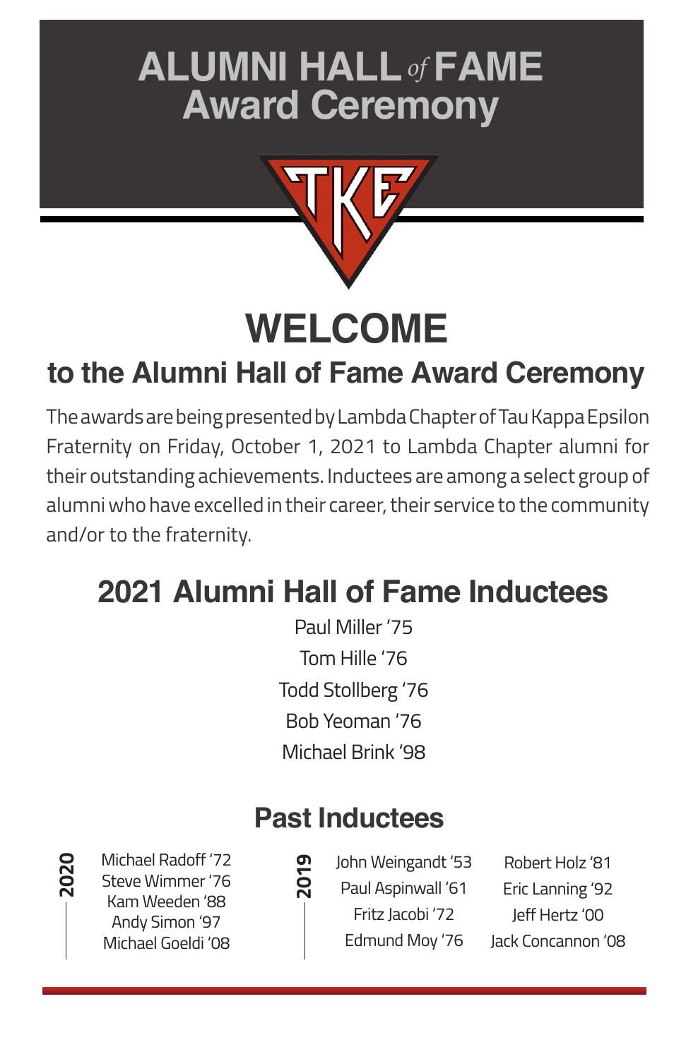# ALUMNI HALL *of* FAME Award Ceremony

TKE

# WELCOME

## to the Alumni Hall of Fame Award Ceremony

The awards are being presented by Lambda Chapter of Tau Kappa Epsilon Fraternity on Friday, October 1, 2021 to Lambda Chapter alumni for their outstanding achievements. Inductees are among a select group of alumni who have excelled in their career, their service to the community and/or to the fraternity.

## 2021 Alumni Hall of Fame Inductees

Paul Miller '75
Tom Hille '76
Todd Stollberg '76
Bob Yeoman '76
Michael Brink '98

## Past Inductees

**2020**

Michael Radoff '72
Steve Wimmer '76
Kam Weeden '88
Andy Simon '97
Michael Goeldi '08

**2019**

John Weingandt '53
Paul Aspinwall '61
Fritz Jacobi '72
Edmund Moy '76
Robert Holz '81
Eric Lanning '92
Jeff Hertz '00
Jack Concannon '08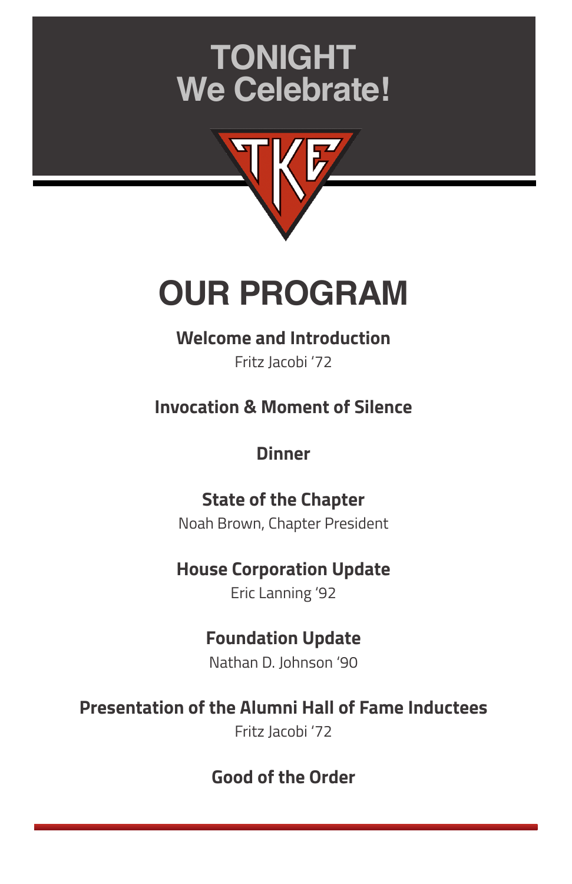# TONIGHT
# We Celebrate!

TKE

# OUR PROGRAM

**Welcome and Introduction**
Fritz Jacobi '72

**Invocation & Moment of Silence**

**Dinner**

**State of the Chapter**
Noah Brown, Chapter President

**House Corporation Update**
Eric Lanning '92

**Foundation Update**
Nathan D. Johnson '90

**Presentation of the Alumni Hall of Fame Inductees**
Fritz Jacobi '72

**Good of the Order**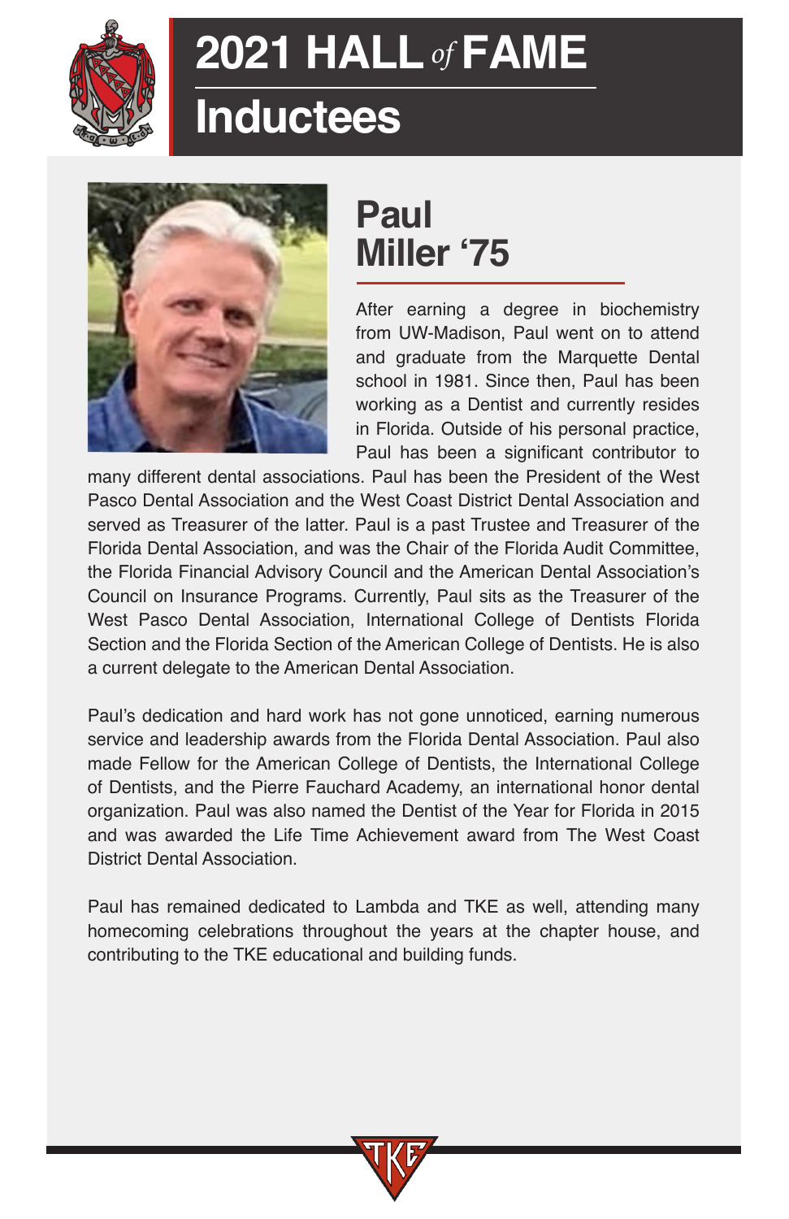# 2021 HALL *of* FAME

## Inductees

### Paul Miller '75

After earning a degree in biochemistry from UW-Madison, Paul went on to attend and graduate from the Marquette Dental school in 1981. Since then, Paul has been working as a Dentist and currently resides in Florida. Outside of his personal practice, Paul has been a significant contributor to many different dental associations. Paul has been the President of the West Pasco Dental Association and the West Coast District Dental Association and served as Treasurer of the latter. Paul is a past Trustee and Treasurer of the Florida Dental Association, and was the Chair of the Florida Audit Committee, the Florida Financial Advisory Council and the American Dental Association's Council on Insurance Programs. Currently, Paul sits as the Treasurer of the West Pasco Dental Association, International College of Dentists Florida Section and the Florida Section of the American College of Dentists. He is also a current delegate to the American Dental Association.

Paul's dedication and hard work has not gone unnoticed, earning numerous service and leadership awards from the Florida Dental Association. Paul also made Fellow for the American College of Dentists, the International College of Dentists, and the Pierre Fauchard Academy, an international honor dental organization. Paul was also named the Dentist of the Year for Florida in 2015 and was awarded the Life Time Achievement award from The West Coast District Dental Association.

Paul has remained dedicated to Lambda and TKE as well, attending many homecoming celebrations throughout the years at the chapter house, and contributing to the TKE educational and building funds.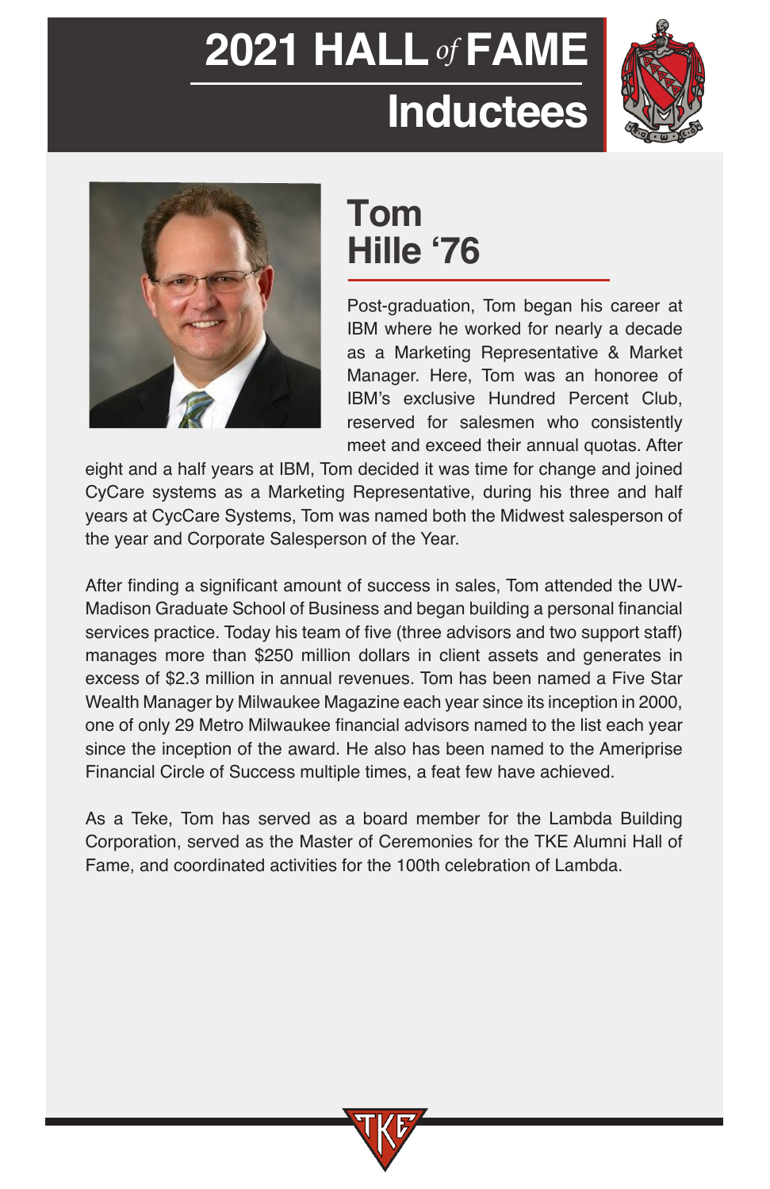# 2021 HALL of FAME Inductees

## Tom Hille '76

Post-graduation, Tom began his career at IBM where he worked for nearly a decade as a Marketing Representative & Market Manager. Here, Tom was an honoree of IBM's exclusive Hundred Percent Club, reserved for salesmen who consistently meet and exceed their annual quotas. After eight and a half years at IBM, Tom decided it was time for change and joined CyCare systems as a Marketing Representative, during his three and half years at CycCare Systems, Tom was named both the Midwest salesperson of the year and Corporate Salesperson of the Year.

After finding a significant amount of success in sales, Tom attended the UW-Madison Graduate School of Business and began building a personal financial services practice. Today his team of five (three advisors and two support staff) manages more than $250 million dollars in client assets and generates in excess of $2.3 million in annual revenues. Tom has been named a Five Star Wealth Manager by Milwaukee Magazine each year since its inception in 2000, one of only 29 Metro Milwaukee financial advisors named to the list each year since the inception of the award. He also has been named to the Ameriprise Financial Circle of Success multiple times, a feat few have achieved.

As a Teke, Tom has served as a board member for the Lambda Building Corporation, served as the Master of Ceremonies for the TKE Alumni Hall of Fame, and coordinated activities for the 100th celebration of Lambda.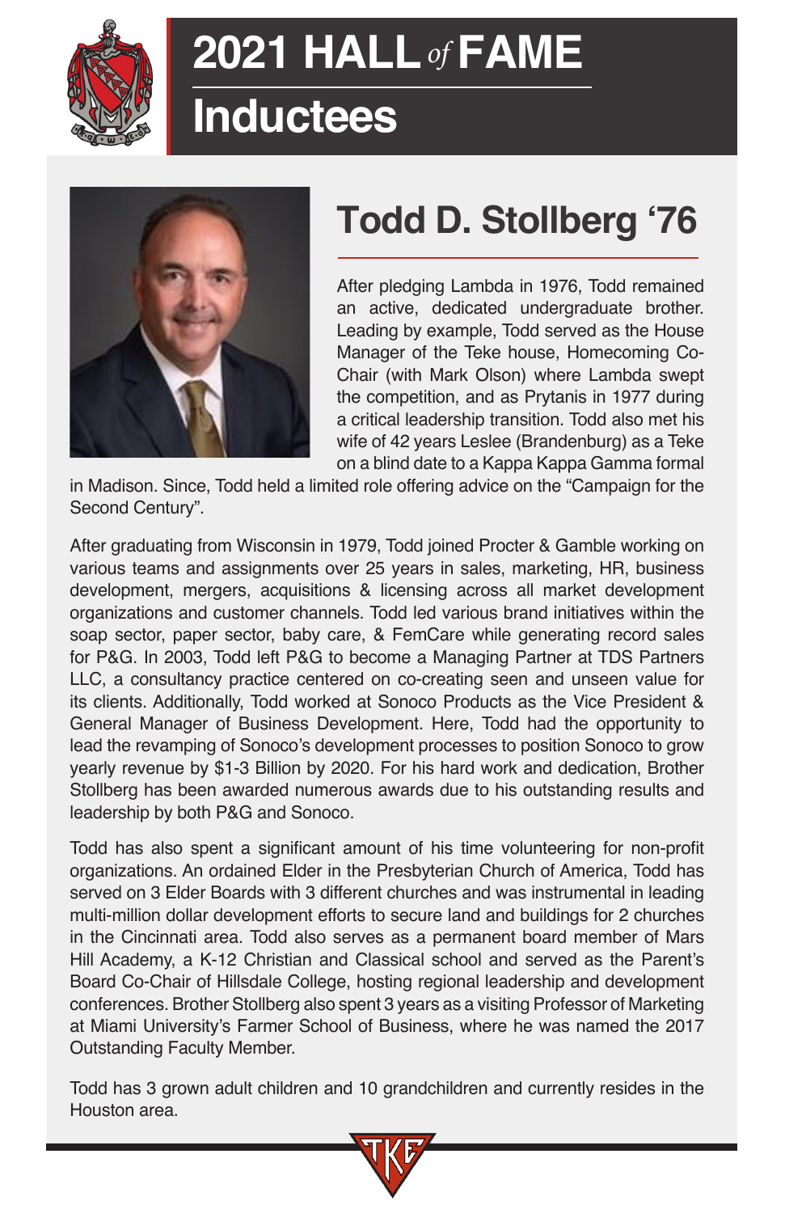# 2021 HALL *of* FAME

## Inductees

## Todd D. Stollberg '76

After pledging Lambda in 1976, Todd remained an active, dedicated undergraduate brother. Leading by example, Todd served as the House Manager of the Teke house, Homecoming Co-Chair (with Mark Olson) where Lambda swept the competition, and as Prytanis in 1977 during a critical leadership transition. Todd also met his wife of 42 years Leslee (Brandenburg) as a Teke on a blind date to a Kappa Kappa Gamma formal in Madison. Since, Todd held a limited role offering advice on the "Campaign for the Second Century".

After graduating from Wisconsin in 1979, Todd joined Procter & Gamble working on various teams and assignments over 25 years in sales, marketing, HR, business development, mergers, acquisitions & licensing across all market development organizations and customer channels. Todd led various brand initiatives within the soap sector, paper sector, baby care, & FemCare while generating record sales for P&G. In 2003, Todd left P&G to become a Managing Partner at TDS Partners LLC, a consultancy practice centered on co-creating seen and unseen value for its clients. Additionally, Todd worked at Sonoco Products as the Vice President & General Manager of Business Development. Here, Todd had the opportunity to lead the revamping of Sonoco's development processes to position Sonoco to grow yearly revenue by $1-3 Billion by 2020. For his hard work and dedication, Brother Stollberg has been awarded numerous awards due to his outstanding results and leadership by both P&G and Sonoco.

Todd has also spent a significant amount of his time volunteering for non-profit organizations. An ordained Elder in the Presbyterian Church of America, Todd has served on 3 Elder Boards with 3 different churches and was instrumental in leading multi-million dollar development efforts to secure land and buildings for 2 churches in the Cincinnati area. Todd also serves as a permanent board member of Mars Hill Academy, a K-12 Christian and Classical school and served as the Parent's Board Co-Chair of Hillsdale College, hosting regional leadership and development conferences. Brother Stollberg also spent 3 years as a visiting Professor of Marketing at Miami University's Farmer School of Business, where he was named the 2017 Outstanding Faculty Member.

Todd has 3 grown adult children and 10 grandchildren and currently resides in the Houston area.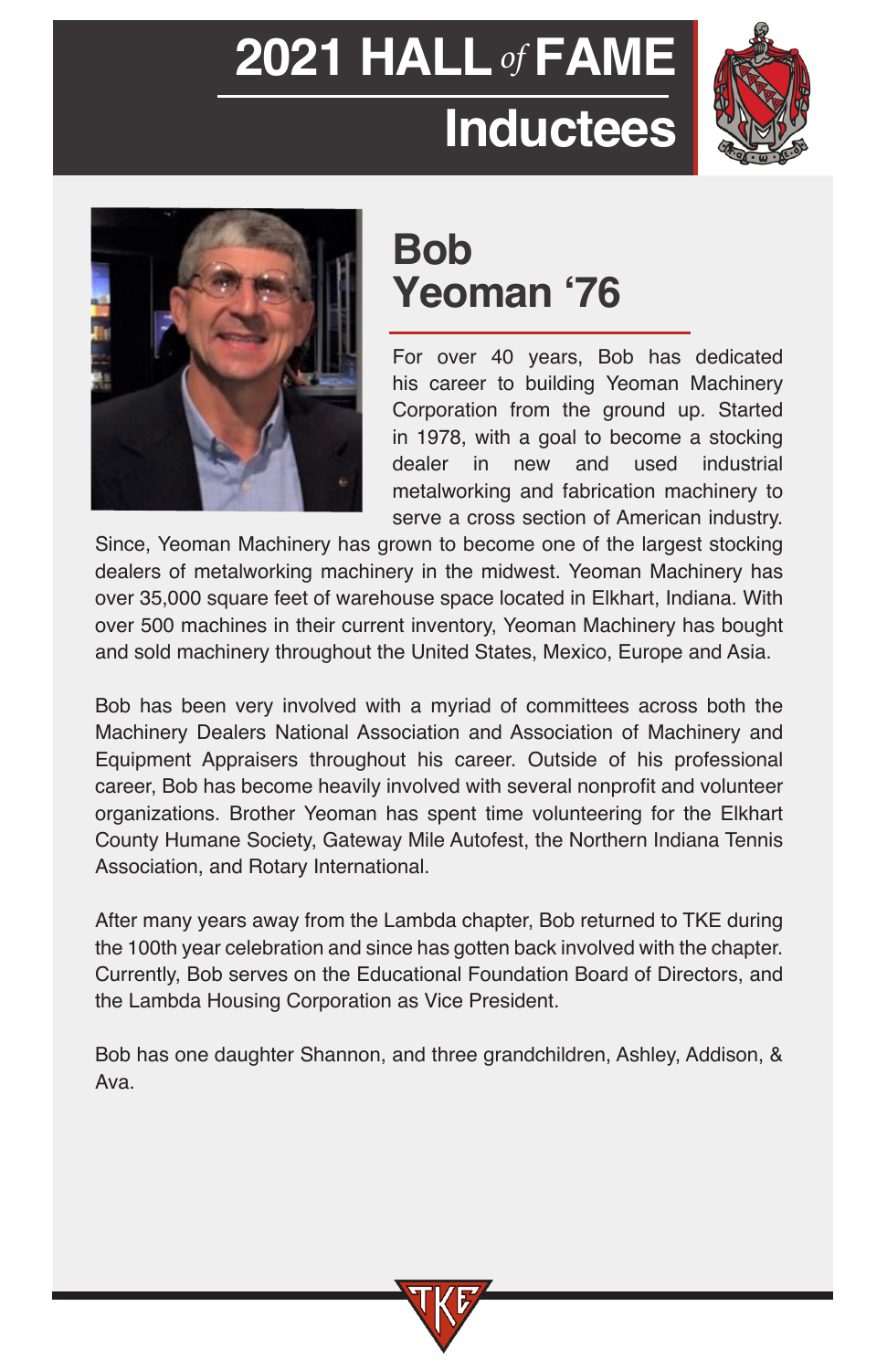# 2021 HALL of FAME Inductees

## Bob Yeoman '76

For over 40 years, Bob has dedicated his career to building Yeoman Machinery Corporation from the ground up. Started in 1978, with a goal to become a stocking dealer in new and used industrial metalworking and fabrication machinery to serve a cross section of American industry. Since, Yeoman Machinery has grown to become one of the largest stocking dealers of metalworking machinery in the midwest. Yeoman Machinery has over 35,000 square feet of warehouse space located in Elkhart, Indiana. With over 500 machines in their current inventory, Yeoman Machinery has bought and sold machinery throughout the United States, Mexico, Europe and Asia.

Bob has been very involved with a myriad of committees across both the Machinery Dealers National Association and Association of Machinery and Equipment Appraisers throughout his career. Outside of his professional career, Bob has become heavily involved with several nonprofit and volunteer organizations. Brother Yeoman has spent time volunteering for the Elkhart County Humane Society, Gateway Mile Autofest, the Northern Indiana Tennis Association, and Rotary International.

After many years away from the Lambda chapter, Bob returned to TKE during the 100th year celebration and since has gotten back involved with the chapter. Currently, Bob serves on the Educational Foundation Board of Directors, and the Lambda Housing Corporation as Vice President.

Bob has one daughter Shannon, and three grandchildren, Ashley, Addison, & Ava.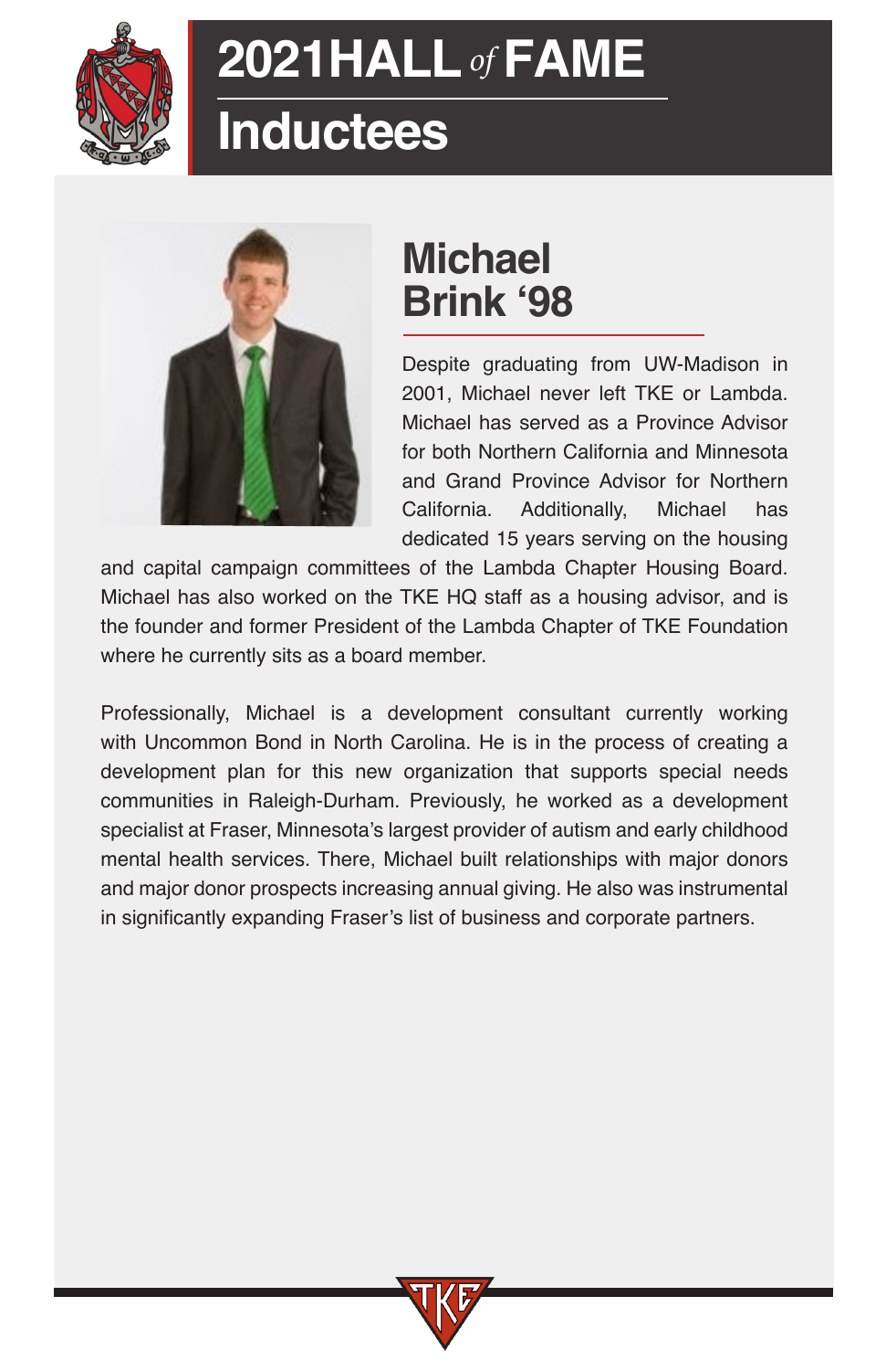# 2021 HALL *of* FAME Inductees

## Michael Brink '98

Despite graduating from UW-Madison in 2001, Michael never left TKE or Lambda. Michael has served as a Province Advisor for both Northern California and Minnesota and Grand Province Advisor for Northern California. Additionally, Michael has dedicated 15 years serving on the housing and capital campaign committees of the Lambda Chapter Housing Board. Michael has also worked on the TKE HQ staff as a housing advisor, and is the founder and former President of the Lambda Chapter of TKE Foundation where he currently sits as a board member.

Professionally, Michael is a development consultant currently working with Uncommon Bond in North Carolina. He is in the process of creating a development plan for this new organization that supports special needs communities in Raleigh-Durham. Previously, he worked as a development specialist at Fraser, Minnesota's largest provider of autism and early childhood mental health services. There, Michael built relationships with major donors and major donor prospects increasing annual giving. He also was instrumental in significantly expanding Fraser's list of business and corporate partners.